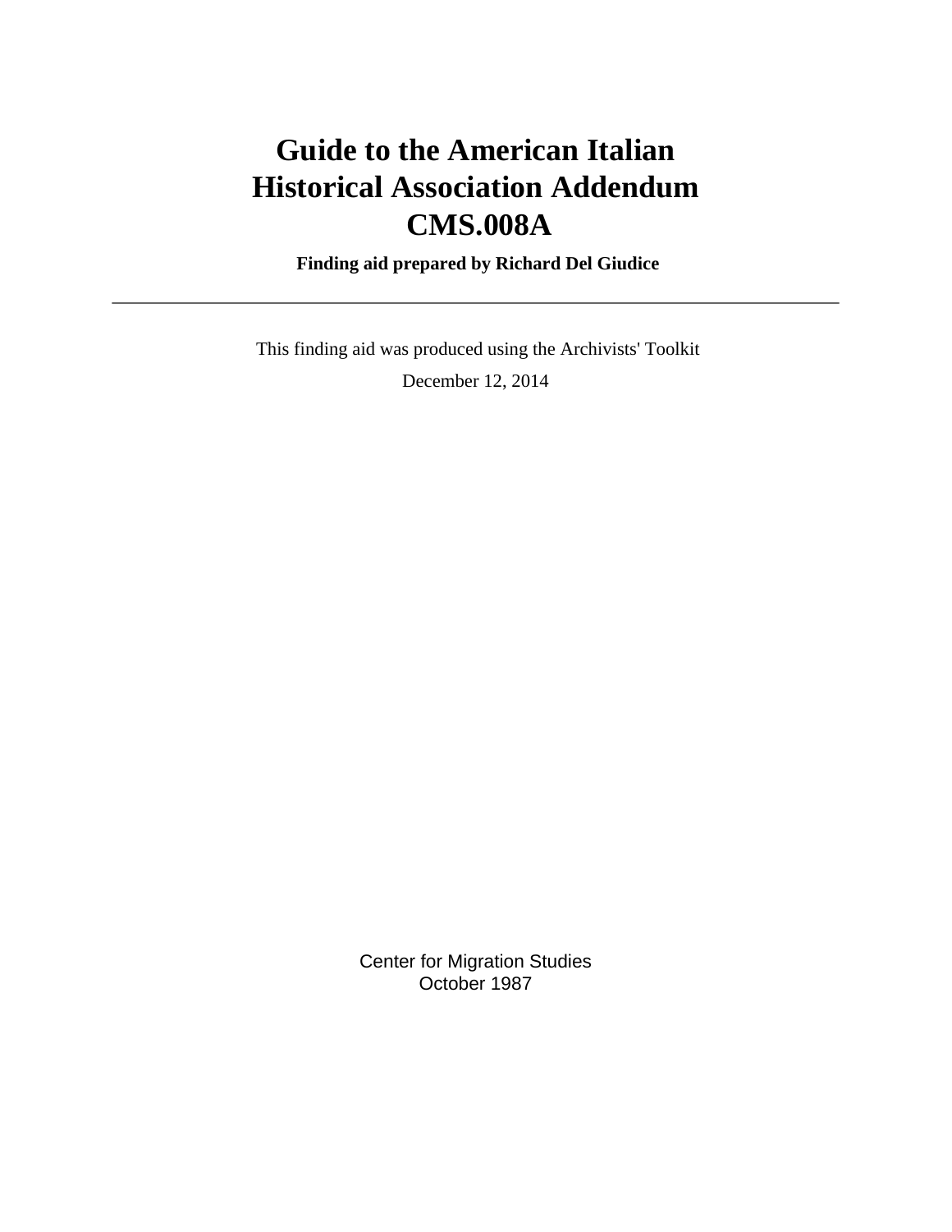# Guide to the American Italian Historical Association Addendum CMS.008A

**Finding aid prepared by Richard Del Giudice**

---

This finding aid was produced using the Archivists' Toolkit

December 12, 2014

Center for Migration Studies
October 1987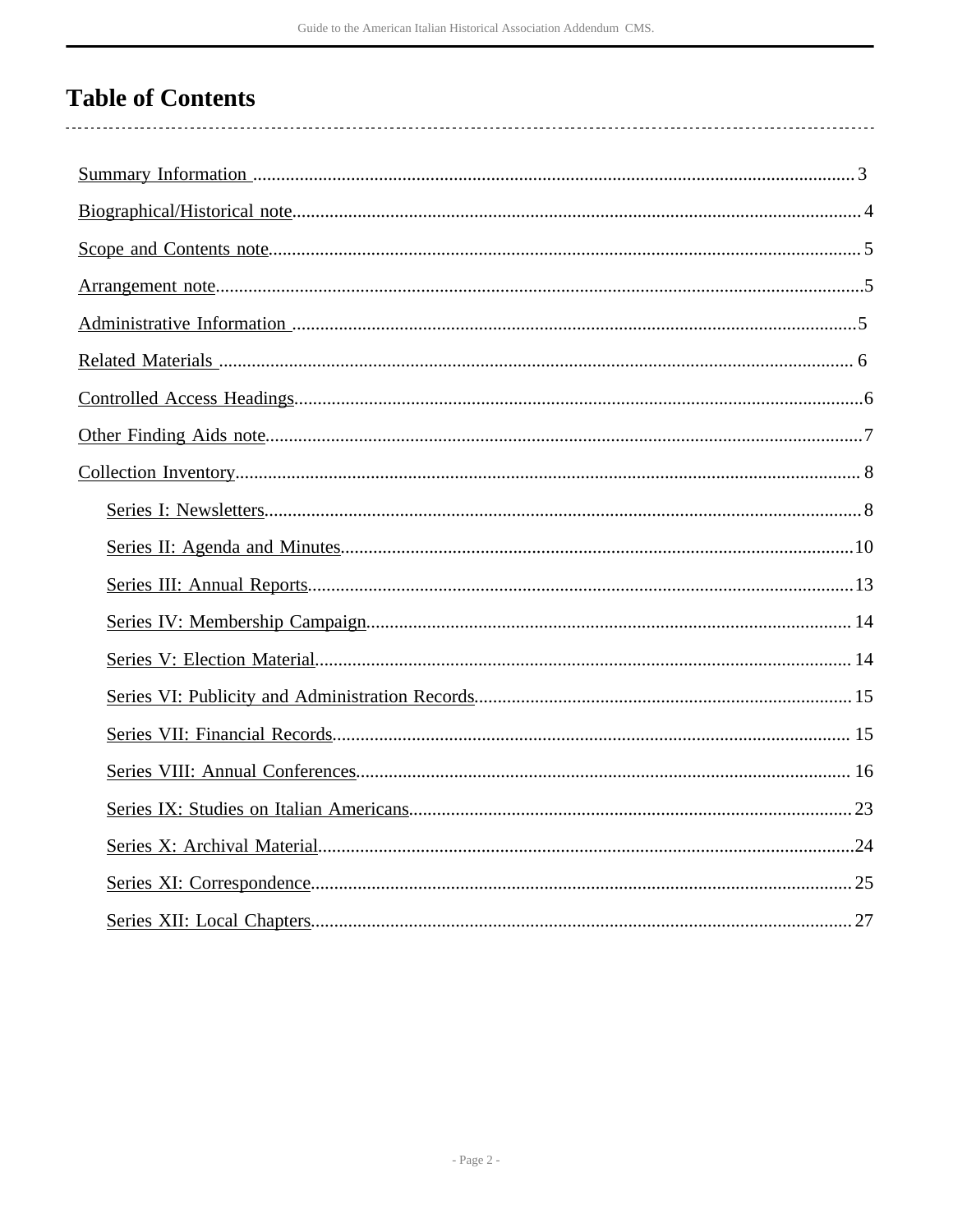# Table of Contents

- Summary Information ... 3
- Biographical/Historical note ... 4
- Scope and Contents note ... 5
- Arrangement note ... 5
- Administrative Information ... 5
- Related Materials ... 6
- Controlled Access Headings ... 6
- Other Finding Aids note ... 7
- Collection Inventory ... 8
    - Series I: Newsletters ... 8
    - Series II: Agenda and Minutes ... 10
    - Series III: Annual Reports ... 13
    - Series IV: Membership Campaign ... 14
    - Series V: Election Material ... 14
    - Series VI: Publicity and Administration Records ... 15
    - Series VII: Financial Records ... 15
    - Series VIII: Annual Conferences ... 16
    - Series IX: Studies on Italian Americans ... 23
    - Series X: Archival Material ... 24
    - Series XI: Correspondence ... 25
    - Series XII: Local Chapters ... 27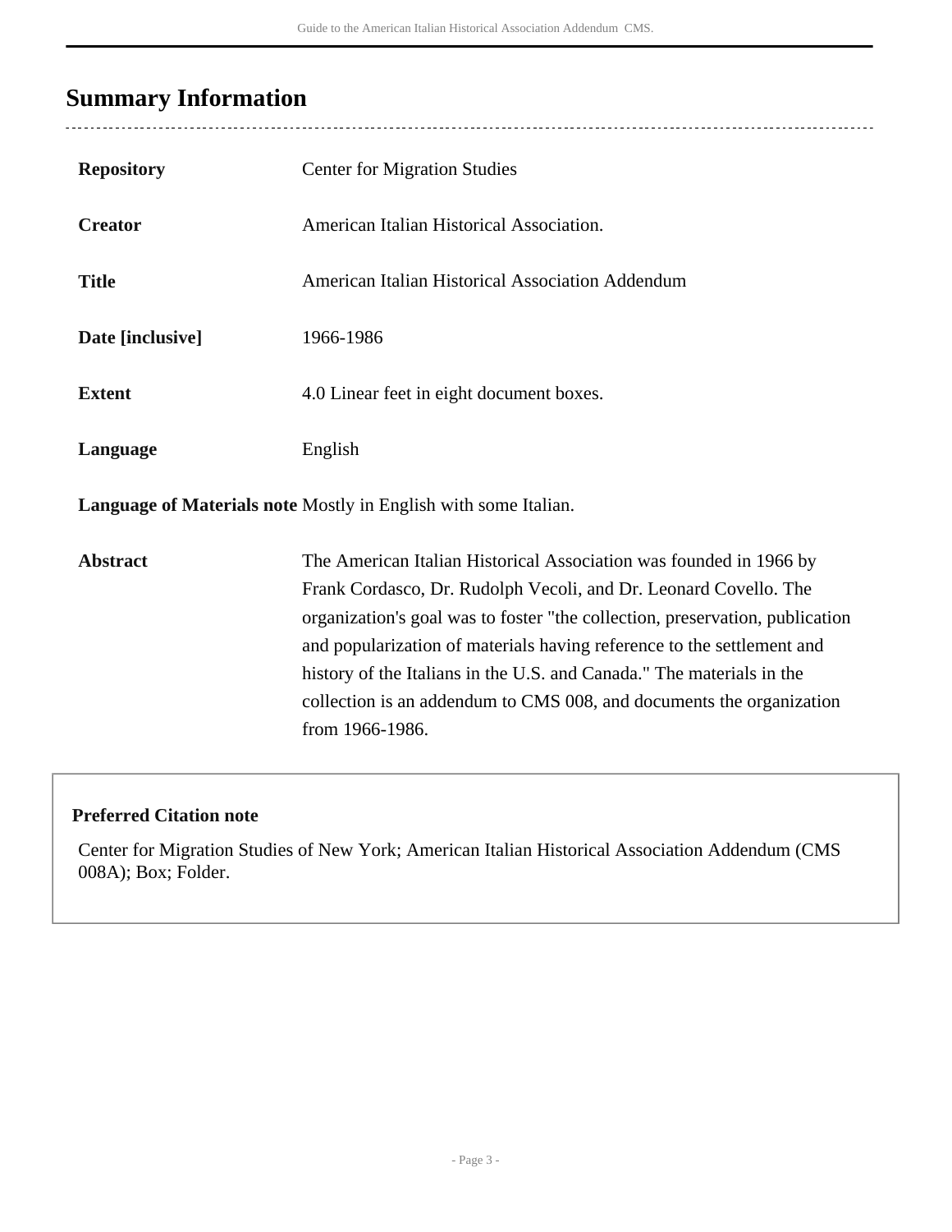## Summary Information

| | |
|---|---|
| **Repository** | Center for Migration Studies |
| **Creator** | American Italian Historical Association. |
| **Title** | American Italian Historical Association Addendum |
| **Date [inclusive]** | 1966-1986 |
| **Extent** | 4.0 Linear feet in eight document boxes. |
| **Language** | English |
| **Language of Materials note** | Mostly in English with some Italian. |
| **Abstract** | The American Italian Historical Association was founded in 1966 by Frank Cordasco, Dr. Rudolph Vecoli, and Dr. Leonard Covello. The organization's goal was to foster "the collection, preservation, publication and popularization of materials having reference to the settlement and history of the Italians in the U.S. and Canada." The materials in the collection is an addendum to CMS 008, and documents the organization from 1966-1986. |

**Preferred Citation note**

Center for Migration Studies of New York; American Italian Historical Association Addendum (CMS 008A); Box; Folder.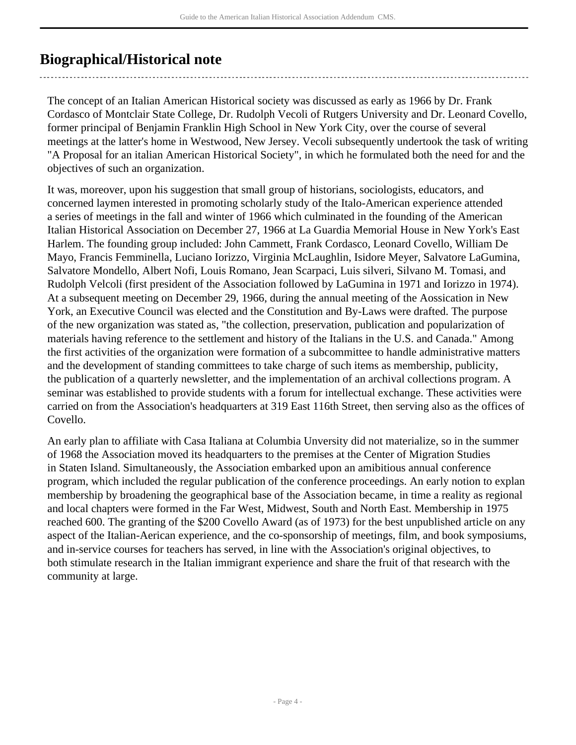## Biographical/Historical note

The concept of an Italian American Historical society was discussed as early as 1966 by Dr. Frank Cordasco of Montclair State College, Dr. Rudolph Vecoli of Rutgers University and Dr. Leonard Covello, former principal of Benjamin Franklin High School in New York City, over the course of several meetings at the latter's home in Westwood, New Jersey. Vecoli subsequently undertook the task of writing "A Proposal for an italian American Historical Society", in which he formulated both the need for and the objectives of such an organization.

It was, moreover, upon his suggestion that small group of historians, sociologists, educators, and concerned laymen interested in promoting scholarly study of the Italo-American experience attended a series of meetings in the fall and winter of 1966 which culminated in the founding of the American Italian Historical Association on December 27, 1966 at La Guardia Memorial House in New York's East Harlem. The founding group included: John Cammett, Frank Cordasco, Leonard Covello, William De Mayo, Francis Femminella, Luciano Iorizzo, Virginia McLaughlin, Isidore Meyer, Salvatore LaGumina, Salvatore Mondello, Albert Nofi, Louis Romano, Jean Scarpaci, Luis silveri, Silvano M. Tomasi, and Rudolph Velcoli (first president of the Association followed by LaGumina in 1971 and Iorizzo in 1974). At a subsequent meeting on December 29, 1966, during the annual meeting of the Aossication in New York, an Executive Council was elected and the Constitution and By-Laws were drafted. The purpose of the new organization was stated as, "the collection, preservation, publication and popularization of materials having reference to the settlement and history of the Italians in the U.S. and Canada." Among the first activities of the organization were formation of a subcommittee to handle administrative matters and the development of standing committees to take charge of such items as membership, publicity, the publication of a quarterly newsletter, and the implementation of an archival collections program. A seminar was established to provide students with a forum for intellectual exchange. These activities were carried on from the Association's headquarters at 319 East 116th Street, then serving also as the offices of Covello.

An early plan to affiliate with Casa Italiana at Columbia Unversity did not materialize, so in the summer of 1968 the Association moved its headquarters to the premises at the Center of Migration Studies in Staten Island. Simultaneously, the Association embarked upon an amibitious annual conference program, which included the regular publication of the conference proceedings. An early notion to explan membership by broadening the geographical base of the Association became, in time a reality as regional and local chapters were formed in the Far West, Midwest, South and North East. Membership in 1975 reached 600. The granting of the $200 Covello Award (as of 1973) for the best unpublished article on any aspect of the Italian-Aerican experience, and the co-sponsorship of meetings, film, and book symposiums, and in-service courses for teachers has served, in line with the Association's original objectives, to both stimulate research in the Italian immigrant experience and share the fruit of that research with the community at large.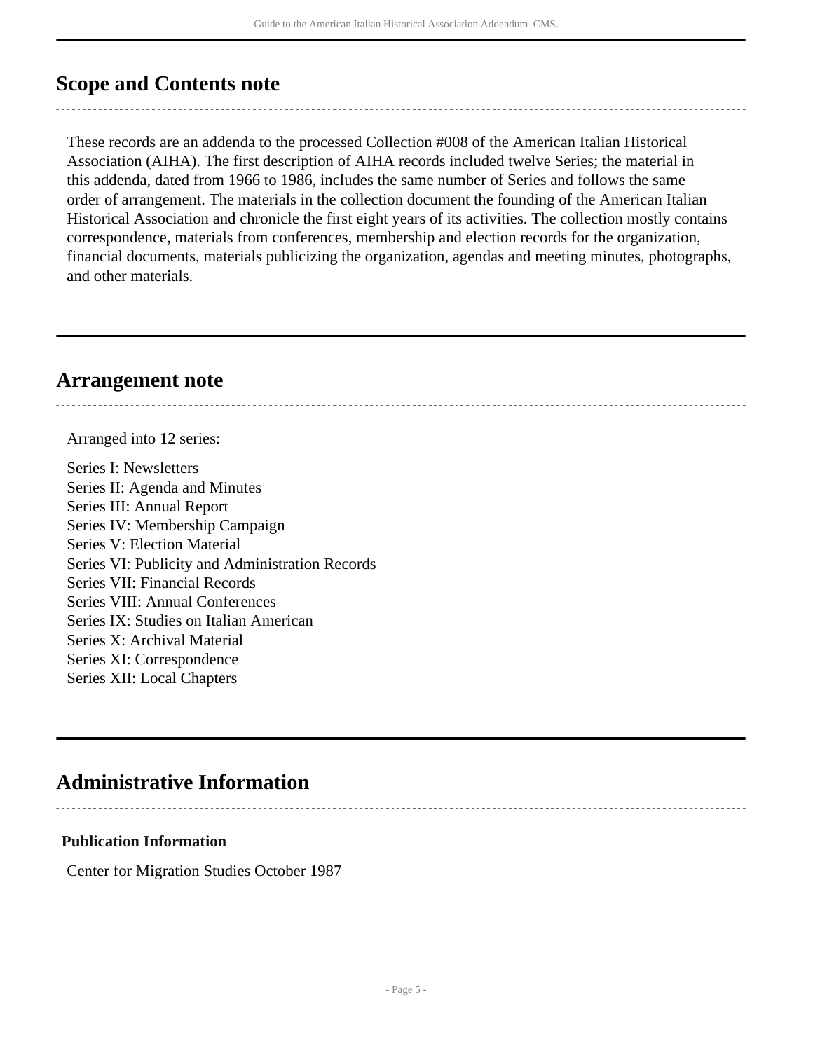## Scope and Contents note

These records are an addenda to the processed Collection #008 of the American Italian Historical Association (AIHA). The first description of AIHA records included twelve Series; the material in this addenda, dated from 1966 to 1986, includes the same number of Series and follows the same order of arrangement. The materials in the collection document the founding of the American Italian Historical Association and chronicle the first eight years of its activities. The collection mostly contains correspondence, materials from conferences, membership and election records for the organization, financial documents, materials publicizing the organization, agendas and meeting minutes, photographs, and other materials.

## Arrangement note

Arranged into 12 series:

Series I: Newsletters
Series II: Agenda and Minutes
Series III: Annual Report
Series IV: Membership Campaign
Series V: Election Material
Series VI: Publicity and Administration Records
Series VII: Financial Records
Series VIII: Annual Conferences
Series IX: Studies on Italian American
Series X: Archival Material
Series XI: Correspondence
Series XII: Local Chapters

## Administrative Information

### Publication Information

Center for Migration Studies October 1987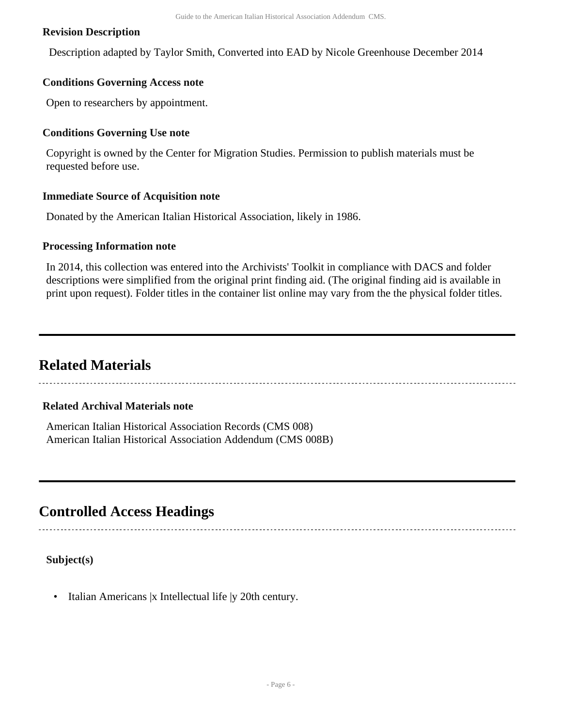**Revision Description**

Description adapted by Taylor Smith, Converted into EAD by Nicole Greenhouse December 2014

**Conditions Governing Access note**

Open to researchers by appointment.

**Conditions Governing Use note**

Copyright is owned by the Center for Migration Studies. Permission to publish materials must be requested before use.

**Immediate Source of Acquisition note**

Donated by the American Italian Historical Association, likely in 1986.

**Processing Information note**

In 2014, this collection was entered into the Archivists' Toolkit in compliance with DACS and folder descriptions were simplified from the original print finding aid. (The original finding aid is available in print upon request). Folder titles in the container list online may vary from the the physical folder titles.

## Related Materials

**Related Archival Materials note**

American Italian Historical Association Records (CMS 008)
American Italian Historical Association Addendum (CMS 008B)

## Controlled Access Headings

**Subject(s)**

- Italian Americans |x Intellectual life |y 20th century.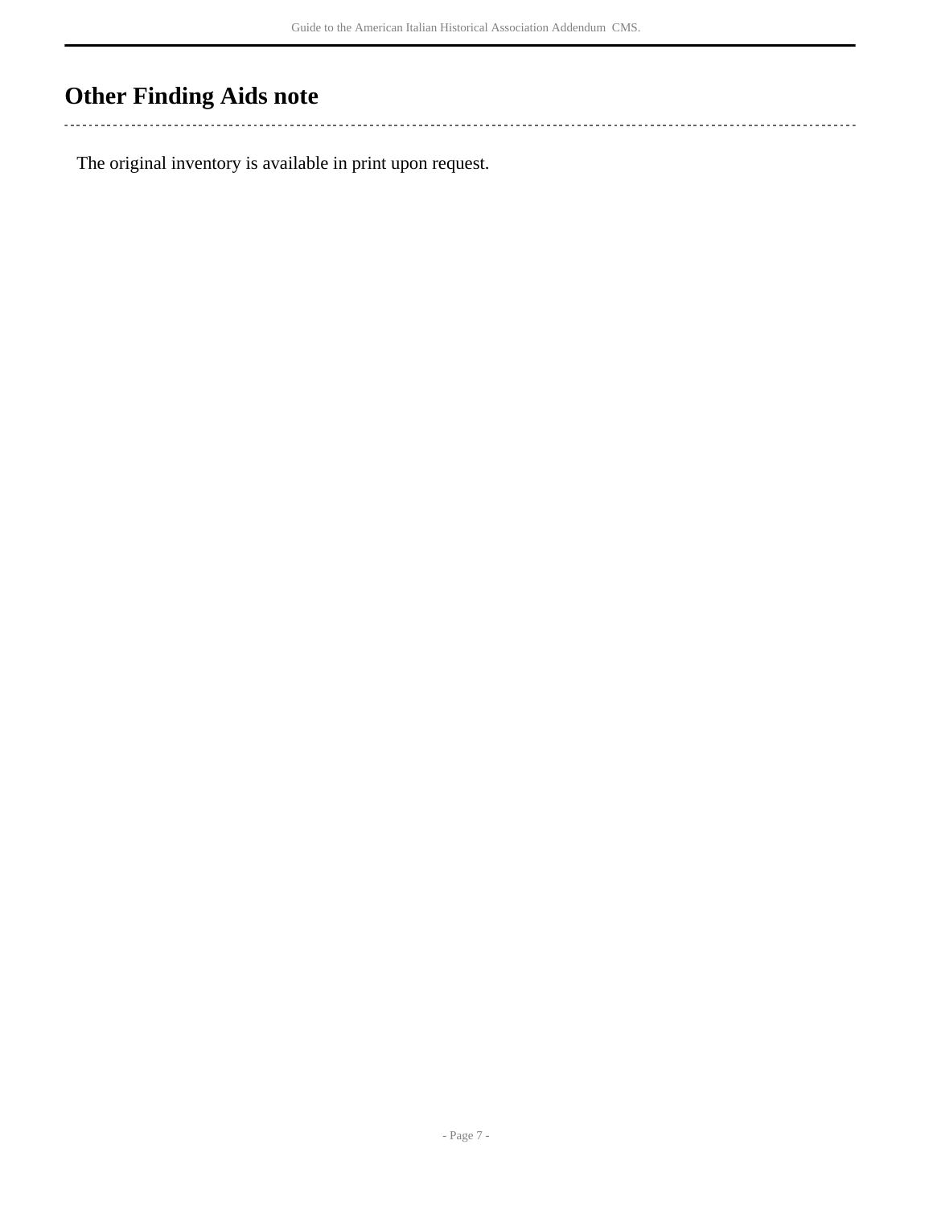## Other Finding Aids note

The original inventory is available in print upon request.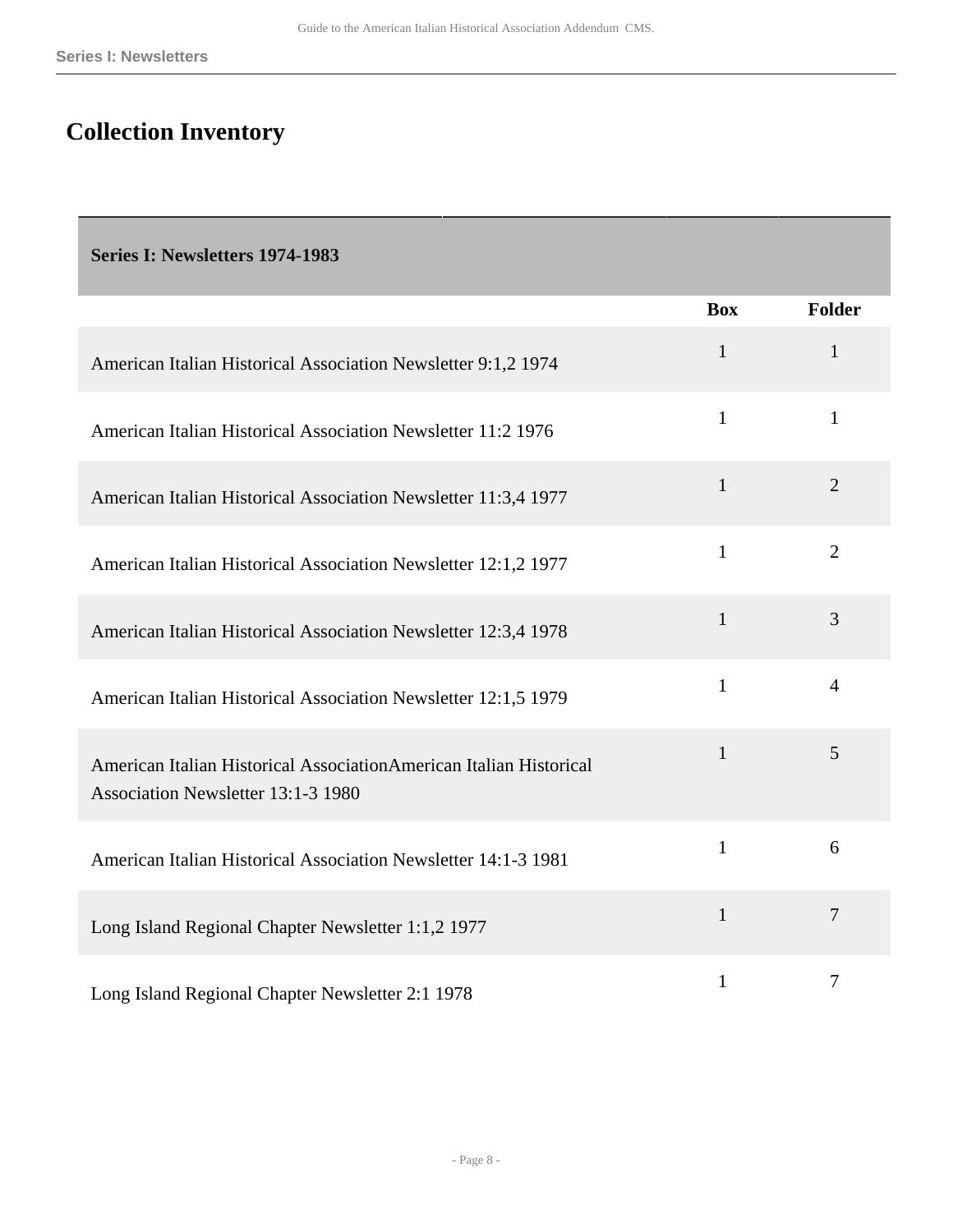## Collection Inventory

| Series I: Newsletters 1974-1983 | | |
|---|---|---|
| | **Box** | **Folder** |
| American Italian Historical Association Newsletter 9:1,2 1974 | 1 | 1 |
| American Italian Historical Association Newsletter 11:2 1976 | 1 | 1 |
| American Italian Historical Association Newsletter 11:3,4 1977 | 1 | 2 |
| American Italian Historical Association Newsletter 12:1,2 1977 | 1 | 2 |
| American Italian Historical Association Newsletter 12:3,4 1978 | 1 | 3 |
| American Italian Historical Association Newsletter 12:1,5 1979 | 1 | 4 |
| American Italian Historical AssociationAmerican Italian Historical Association Newsletter 13:1-3 1980 | 1 | 5 |
| American Italian Historical Association Newsletter 14:1-3 1981 | 1 | 6 |
| Long Island Regional Chapter Newsletter 1:1,2 1977 | 1 | 7 |
| Long Island Regional Chapter Newsletter 2:1 1978 | 1 | 7 |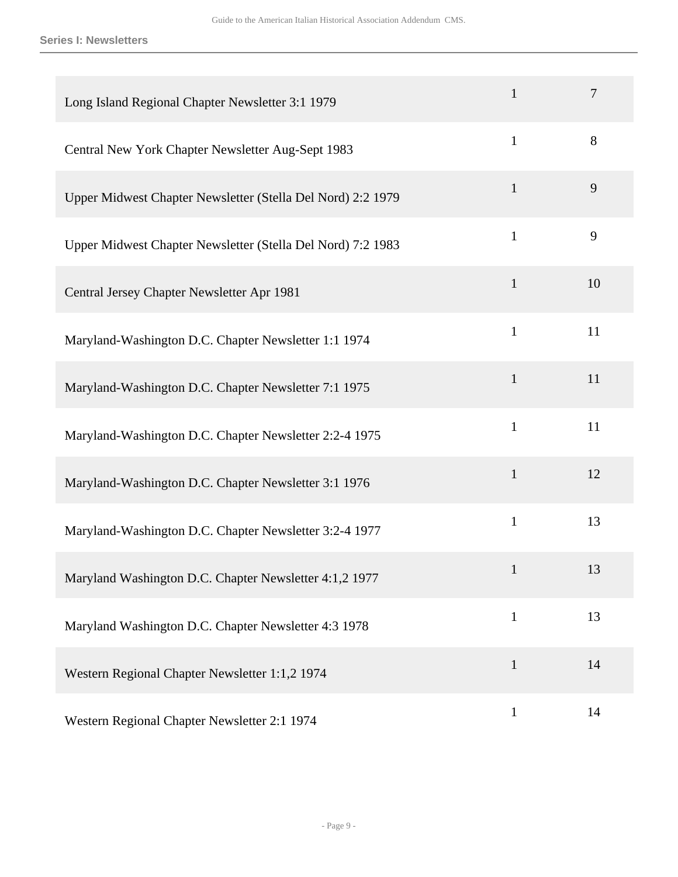| | | |
|---|---|---|
| Long Island Regional Chapter Newsletter 3:1 1979 | 1 | 7 |
| Central New York Chapter Newsletter Aug-Sept 1983 | 1 | 8 |
| Upper Midwest Chapter Newsletter (Stella Del Nord) 2:2 1979 | 1 | 9 |
| Upper Midwest Chapter Newsletter (Stella Del Nord) 7:2 1983 | 1 | 9 |
| Central Jersey Chapter Newsletter Apr 1981 | 1 | 10 |
| Maryland-Washington D.C. Chapter Newsletter 1:1 1974 | 1 | 11 |
| Maryland-Washington D.C. Chapter Newsletter 7:1 1975 | 1 | 11 |
| Maryland-Washington D.C. Chapter Newsletter 2:2-4 1975 | 1 | 11 |
| Maryland-Washington D.C. Chapter Newsletter 3:1 1976 | 1 | 12 |
| Maryland-Washington D.C. Chapter Newsletter 3:2-4 1977 | 1 | 13 |
| Maryland Washington D.C. Chapter Newsletter 4:1,2 1977 | 1 | 13 |
| Maryland Washington D.C. Chapter Newsletter 4:3 1978 | 1 | 13 |
| Western Regional Chapter Newsletter 1:1,2 1974 | 1 | 14 |
| Western Regional Chapter Newsletter 2:1 1974 | 1 | 14 |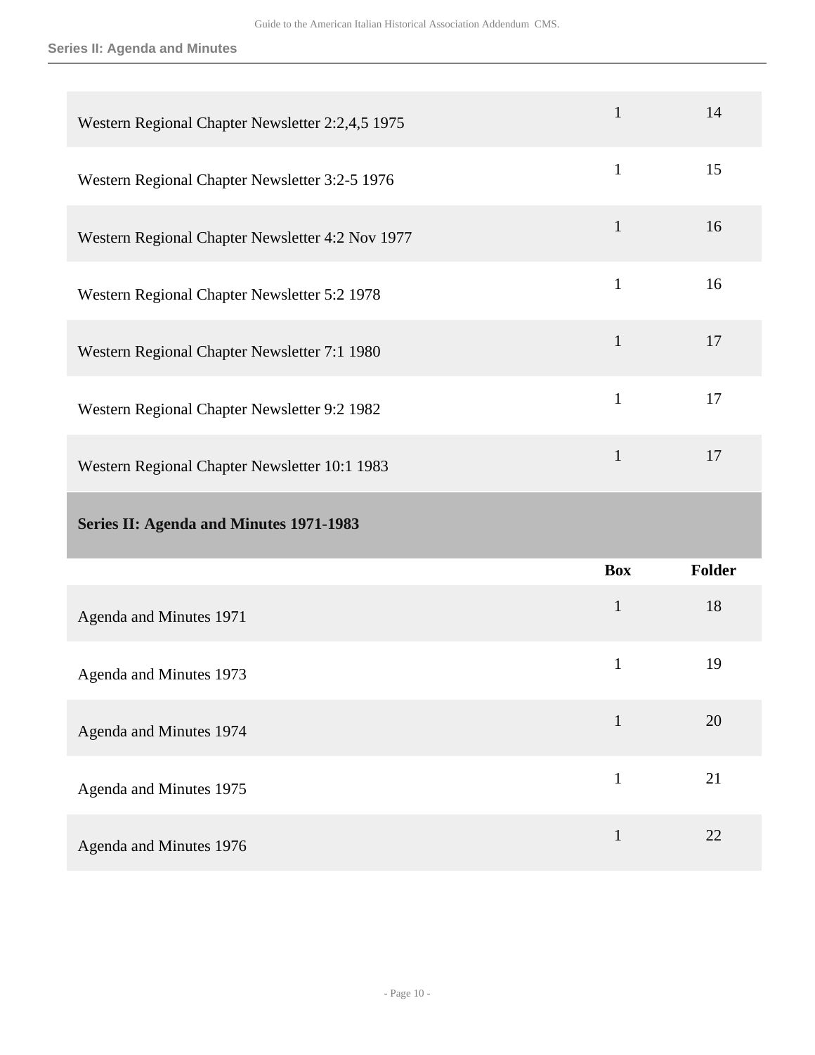| | Box | Folder |
|---|---|---|
| Western Regional Chapter Newsletter 2:2,4,5 1975 | 1 | 14 |
| Western Regional Chapter Newsletter 3:2-5 1976 | 1 | 15 |
| Western Regional Chapter Newsletter 4:2 Nov 1977 | 1 | 16 |
| Western Regional Chapter Newsletter 5:2 1978 | 1 | 16 |
| Western Regional Chapter Newsletter 7:1 1980 | 1 | 17 |
| Western Regional Chapter Newsletter 9:2 1982 | 1 | 17 |
| Western Regional Chapter Newsletter 10:1 1983 | 1 | 17 |

## Series II: Agenda and Minutes 1971-1983

| | Box | Folder |
|---|---|---|
| Agenda and Minutes 1971 | 1 | 18 |
| Agenda and Minutes 1973 | 1 | 19 |
| Agenda and Minutes 1974 | 1 | 20 |
| Agenda and Minutes 1975 | 1 | 21 |
| Agenda and Minutes 1976 | 1 | 22 |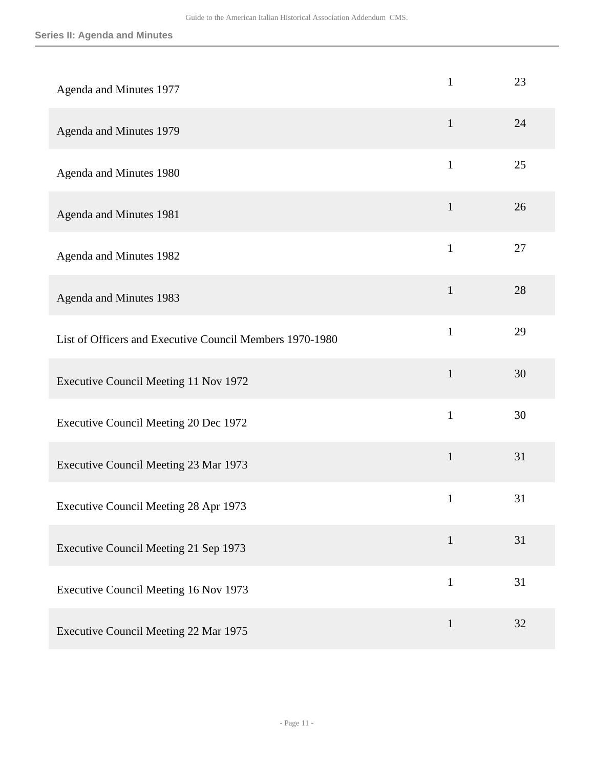| | | |
|---|---|---|
| Agenda and Minutes 1977 | 1 | 23 |
| Agenda and Minutes 1979 | 1 | 24 |
| Agenda and Minutes 1980 | 1 | 25 |
| Agenda and Minutes 1981 | 1 | 26 |
| Agenda and Minutes 1982 | 1 | 27 |
| Agenda and Minutes 1983 | 1 | 28 |
| List of Officers and Executive Council Members 1970-1980 | 1 | 29 |
| Executive Council Meeting 11 Nov 1972 | 1 | 30 |
| Executive Council Meeting 20 Dec 1972 | 1 | 30 |
| Executive Council Meeting 23 Mar 1973 | 1 | 31 |
| Executive Council Meeting 28 Apr 1973 | 1 | 31 |
| Executive Council Meeting 21 Sep 1973 | 1 | 31 |
| Executive Council Meeting 16 Nov 1973 | 1 | 31 |
| Executive Council Meeting 22 Mar 1975 | 1 | 32 |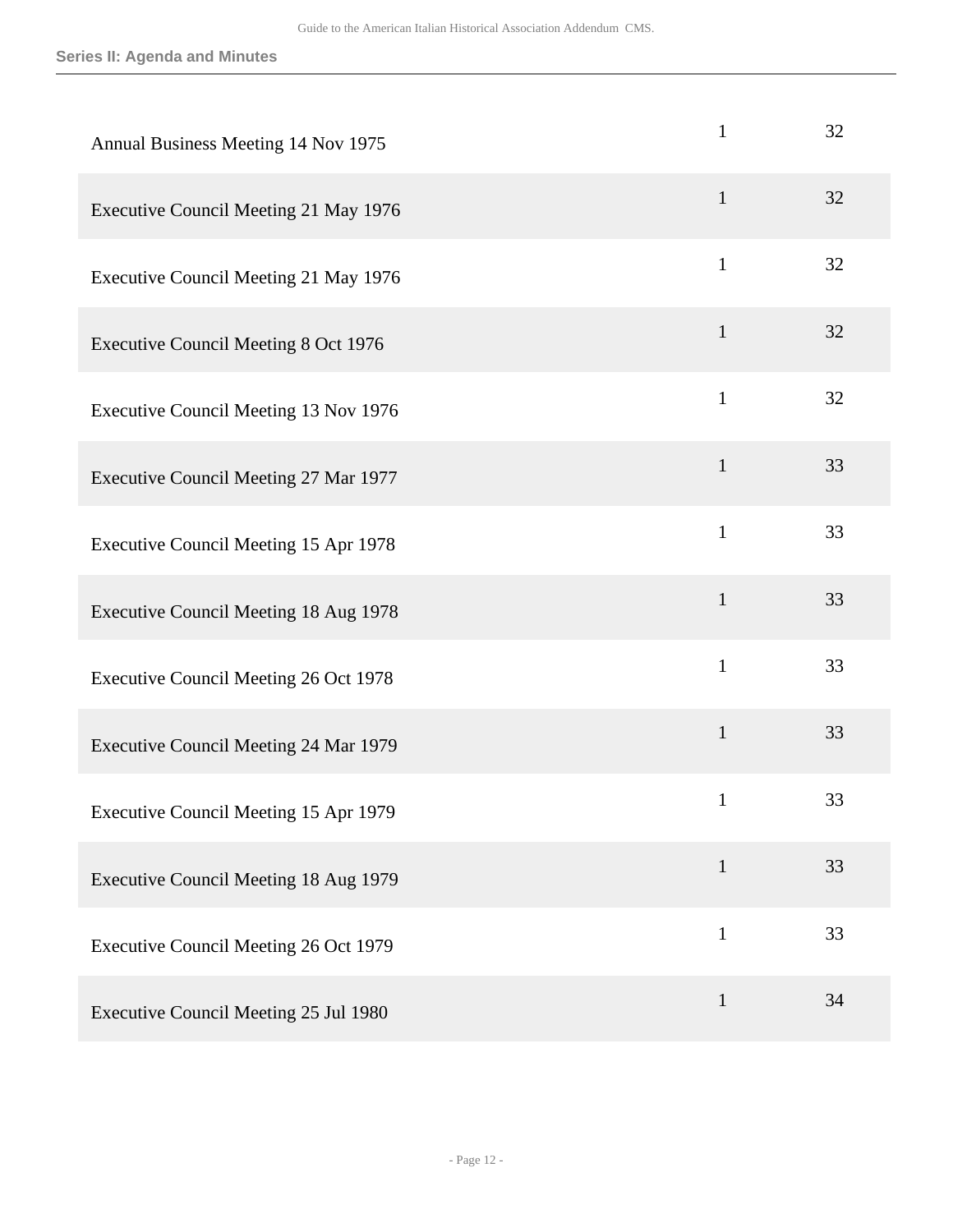## Series II: Agenda and Minutes

| | | |
|---|---|---|
| Annual Business Meeting 14 Nov 1975 | 1 | 32 |
| Executive Council Meeting 21 May 1976 | 1 | 32 |
| Executive Council Meeting 21 May 1976 | 1 | 32 |
| Executive Council Meeting 8 Oct 1976 | 1 | 32 |
| Executive Council Meeting 13 Nov 1976 | 1 | 32 |
| Executive Council Meeting 27 Mar 1977 | 1 | 33 |
| Executive Council Meeting 15 Apr 1978 | 1 | 33 |
| Executive Council Meeting 18 Aug 1978 | 1 | 33 |
| Executive Council Meeting 26 Oct 1978 | 1 | 33 |
| Executive Council Meeting 24 Mar 1979 | 1 | 33 |
| Executive Council Meeting 15 Apr 1979 | 1 | 33 |
| Executive Council Meeting 18 Aug 1979 | 1 | 33 |
| Executive Council Meeting 26 Oct 1979 | 1 | 33 |
| Executive Council Meeting 25 Jul 1980 | 1 | 34 |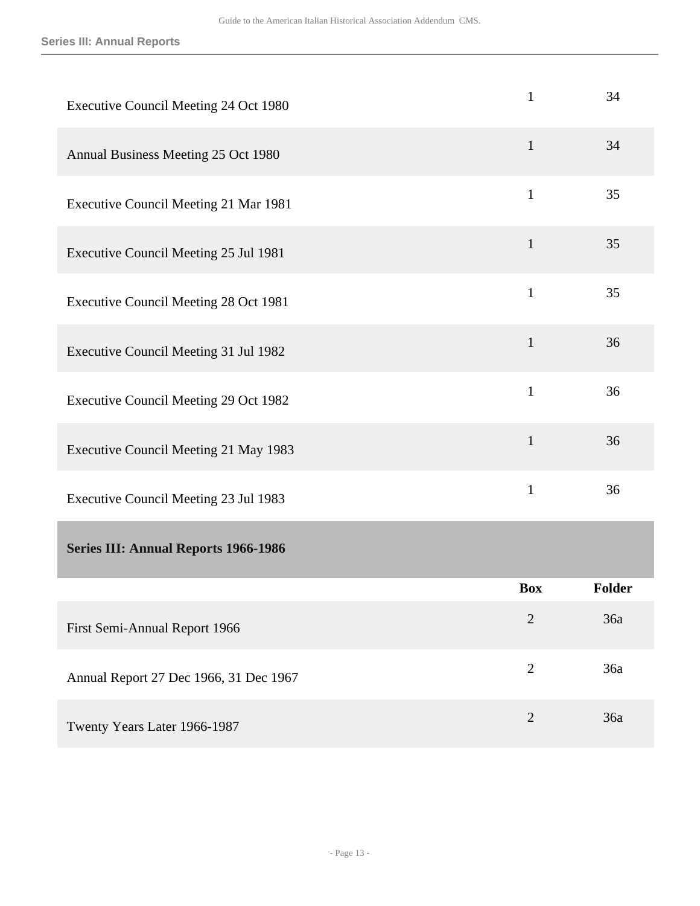| | | |
|---|---|---|
| Executive Council Meeting 24 Oct 1980 | 1 | 34 |
| Annual Business Meeting 25 Oct 1980 | 1 | 34 |
| Executive Council Meeting 21 Mar 1981 | 1 | 35 |
| Executive Council Meeting 25 Jul 1981 | 1 | 35 |
| Executive Council Meeting 28 Oct 1981 | 1 | 35 |
| Executive Council Meeting 31 Jul 1982 | 1 | 36 |
| Executive Council Meeting 29 Oct 1982 | 1 | 36 |
| Executive Council Meeting 21 May 1983 | 1 | 36 |
| Executive Council Meeting 23 Jul 1983 | 1 | 36 |

## Series III: Annual Reports 1966-1986

| | Box | Folder |
|---|---|---|
| First Semi-Annual Report 1966 | 2 | 36a |
| Annual Report 27 Dec 1966, 31 Dec 1967 | 2 | 36a |
| Twenty Years Later 1966-1987 | 2 | 36a |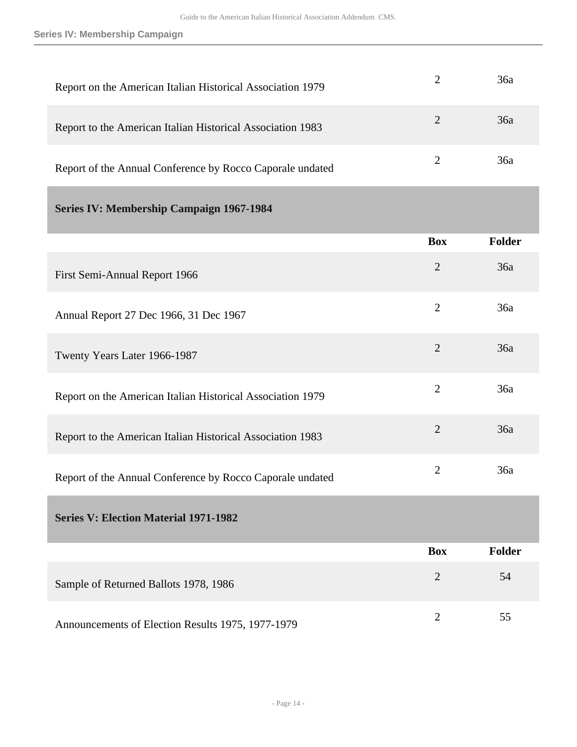| | Box | Folder |
|---|---|---|
| Report on the American Italian Historical Association 1979 | 2 | 36a |
| Report to the American Italian Historical Association 1983 | 2 | 36a |
| Report of the Annual Conference by Rocco Caporale undated | 2 | 36a |

## Series IV: Membership Campaign 1967-1984

| | Box | Folder |
|---|---|---|
| First Semi-Annual Report 1966 | 2 | 36a |
| Annual Report 27 Dec 1966, 31 Dec 1967 | 2 | 36a |
| Twenty Years Later 1966-1987 | 2 | 36a |
| Report on the American Italian Historical Association 1979 | 2 | 36a |
| Report to the American Italian Historical Association 1983 | 2 | 36a |
| Report of the Annual Conference by Rocco Caporale undated | 2 | 36a |

## Series V: Election Material 1971-1982

| | Box | Folder |
|---|---|---|
| Sample of Returned Ballots 1978, 1986 | 2 | 54 |
| Announcements of Election Results 1975, 1977-1979 | 2 | 55 |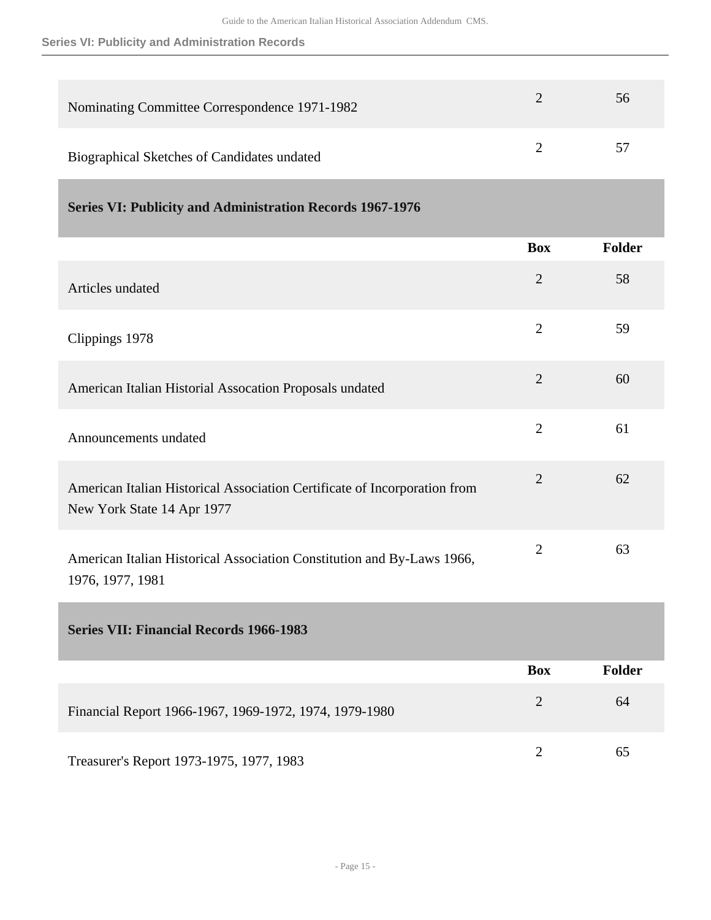| | Box | Folder |
|---|---|---|
| Nominating Committee Correspondence 1971-1982 | 2 | 56 |
| Biographical Sketches of Candidates undated | 2 | 57 |

## Series VI: Publicity and Administration Records 1967-1976

| | Box | Folder |
|---|---|---|
| Articles undated | 2 | 58 |
| Clippings 1978 | 2 | 59 |
| American Italian Historial Assocation Proposals undated | 2 | 60 |
| Announcements undated | 2 | 61 |
| American Italian Historical Association Certificate of Incorporation from New York State 14 Apr 1977 | 2 | 62 |
| American Italian Historical Association Constitution and By-Laws 1966, 1976, 1977, 1981 | 2 | 63 |

## Series VII: Financial Records 1966-1983

| | Box | Folder |
|---|---|---|
| Financial Report 1966-1967, 1969-1972, 1974, 1979-1980 | 2 | 64 |
| Treasurer's Report 1973-1975, 1977, 1983 | 2 | 65 |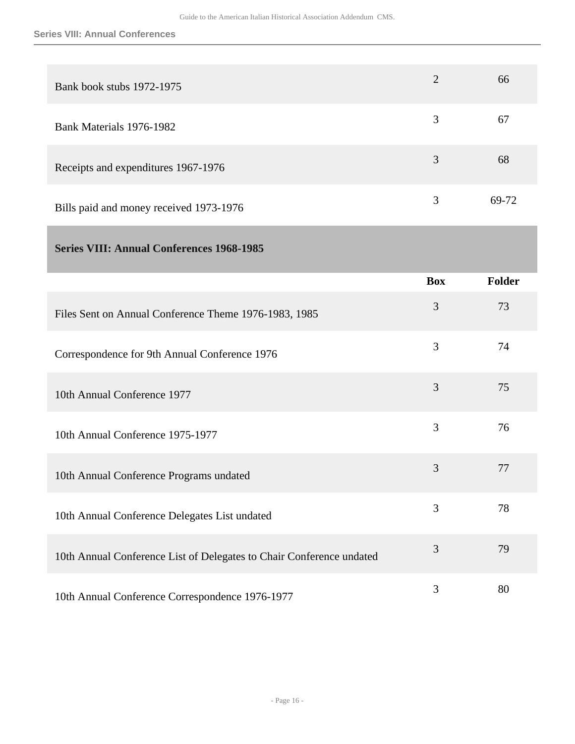| | | |
|---|---|---|
| Bank book stubs 1972-1975 | 2 | 66 |
| Bank Materials 1976-1982 | 3 | 67 |
| Receipts and expenditures 1967-1976 | 3 | 68 |
| Bills paid and money received 1973-1976 | 3 | 69-72 |

## Series VIII: Annual Conferences 1968-1985

| | Box | Folder |
|---|---|---|
| Files Sent on Annual Conference Theme 1976-1983, 1985 | 3 | 73 |
| Correspondence for 9th Annual Conference 1976 | 3 | 74 |
| 10th Annual Conference 1977 | 3 | 75 |
| 10th Annual Conference 1975-1977 | 3 | 76 |
| 10th Annual Conference Programs undated | 3 | 77 |
| 10th Annual Conference Delegates List undated | 3 | 78 |
| 10th Annual Conference List of Delegates to Chair Conference undated | 3 | 79 |
| 10th Annual Conference Correspondence 1976-1977 | 3 | 80 |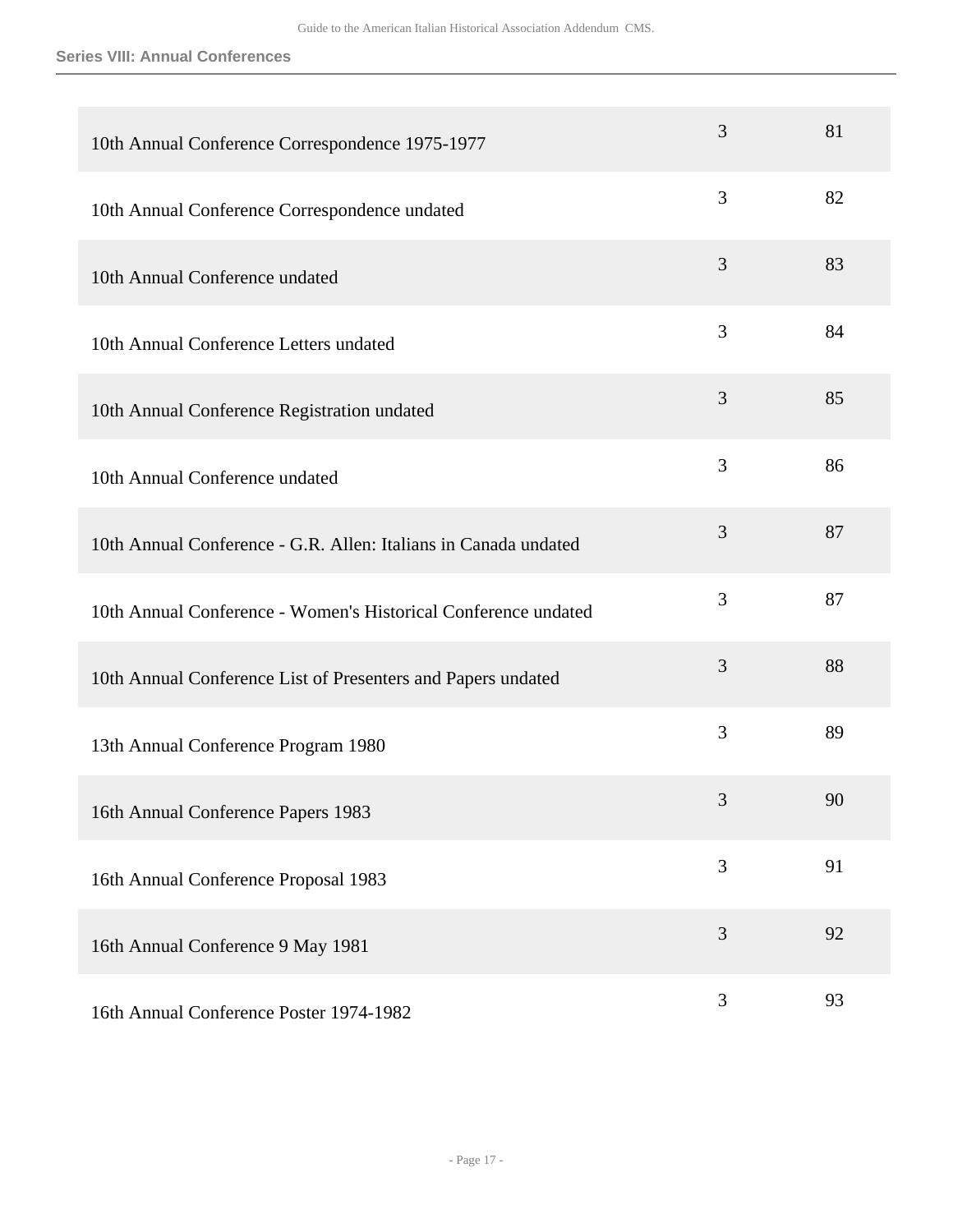**Series VIII: Annual Conferences**

| | | |
|---|---|---|
| 10th Annual Conference Correspondence 1975-1977 | 3 | 81 |
| 10th Annual Conference Correspondence undated | 3 | 82 |
| 10th Annual Conference undated | 3 | 83 |
| 10th Annual Conference Letters undated | 3 | 84 |
| 10th Annual Conference Registration undated | 3 | 85 |
| 10th Annual Conference undated | 3 | 86 |
| 10th Annual Conference - G.R. Allen: Italians in Canada undated | 3 | 87 |
| 10th Annual Conference - Women's Historical Conference undated | 3 | 87 |
| 10th Annual Conference List of Presenters and Papers undated | 3 | 88 |
| 13th Annual Conference Program 1980 | 3 | 89 |
| 16th Annual Conference Papers 1983 | 3 | 90 |
| 16th Annual Conference Proposal 1983 | 3 | 91 |
| 16th Annual Conference 9 May 1981 | 3 | 92 |
| 16th Annual Conference Poster 1974-1982 | 3 | 93 |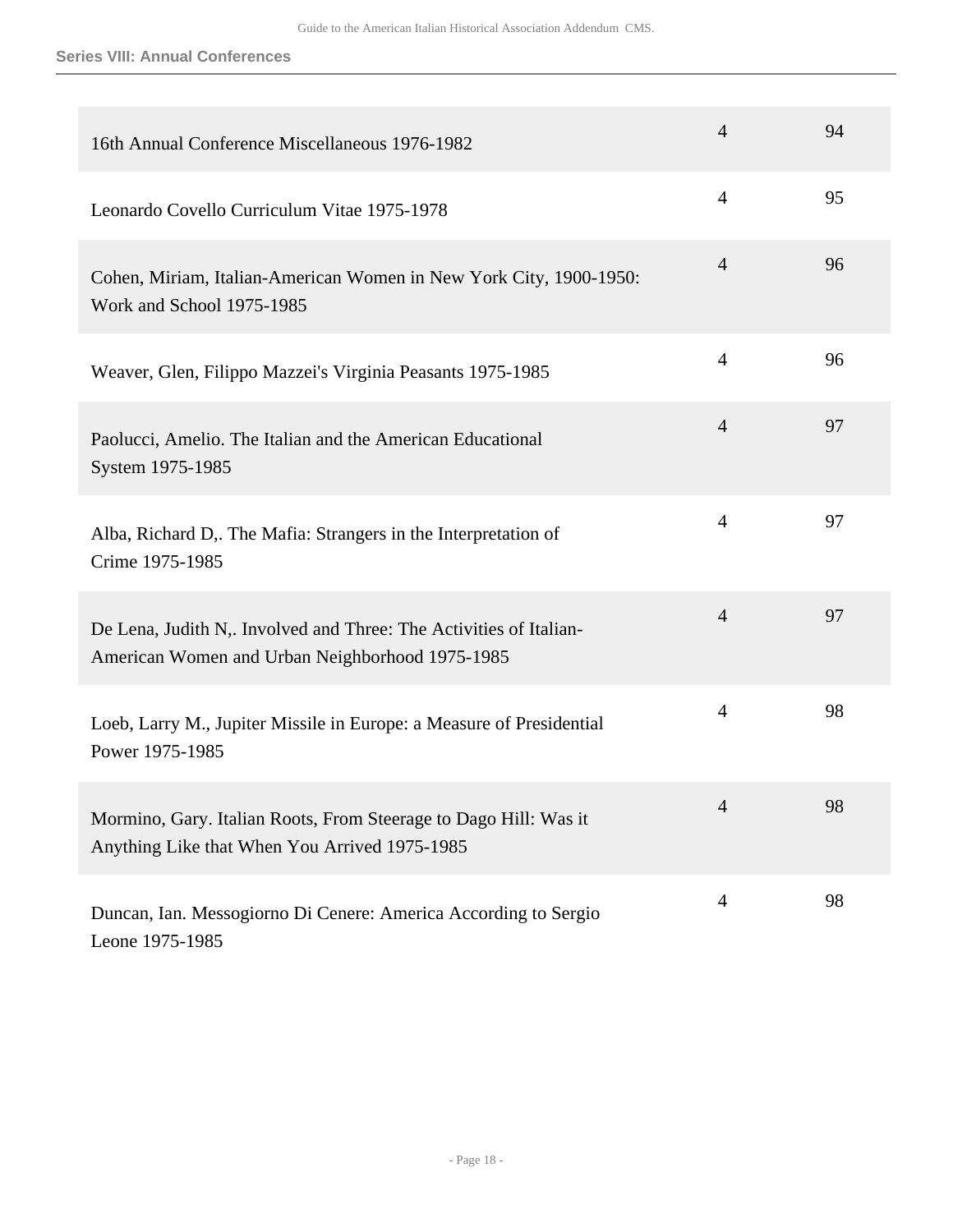| | | |
|---|---|---|
| 16th Annual Conference Miscellaneous 1976-1982 | 4 | 94 |
| Leonardo Covello Curriculum Vitae 1975-1978 | 4 | 95 |
| Cohen, Miriam, Italian-American Women in New York City, 1900-1950: Work and School 1975-1985 | 4 | 96 |
| Weaver, Glen, Filippo Mazzei's Virginia Peasants 1975-1985 | 4 | 96 |
| Paolucci, Amelio. The Italian and the American Educational System 1975-1985 | 4 | 97 |
| Alba, Richard D,. The Mafia: Strangers in the Interpretation of Crime 1975-1985 | 4 | 97 |
| De Lena, Judith N,. Involved and Three: The Activities of Italian-American Women and Urban Neighborhood 1975-1985 | 4 | 97 |
| Loeb, Larry M., Jupiter Missile in Europe: a Measure of Presidential Power 1975-1985 | 4 | 98 |
| Mormino, Gary. Italian Roots, From Steerage to Dago Hill: Was it Anything Like that When You Arrived 1975-1985 | 4 | 98 |
| Duncan, Ian. Messogiorno Di Cenere: America According to Sergio Leone 1975-1985 | 4 | 98 |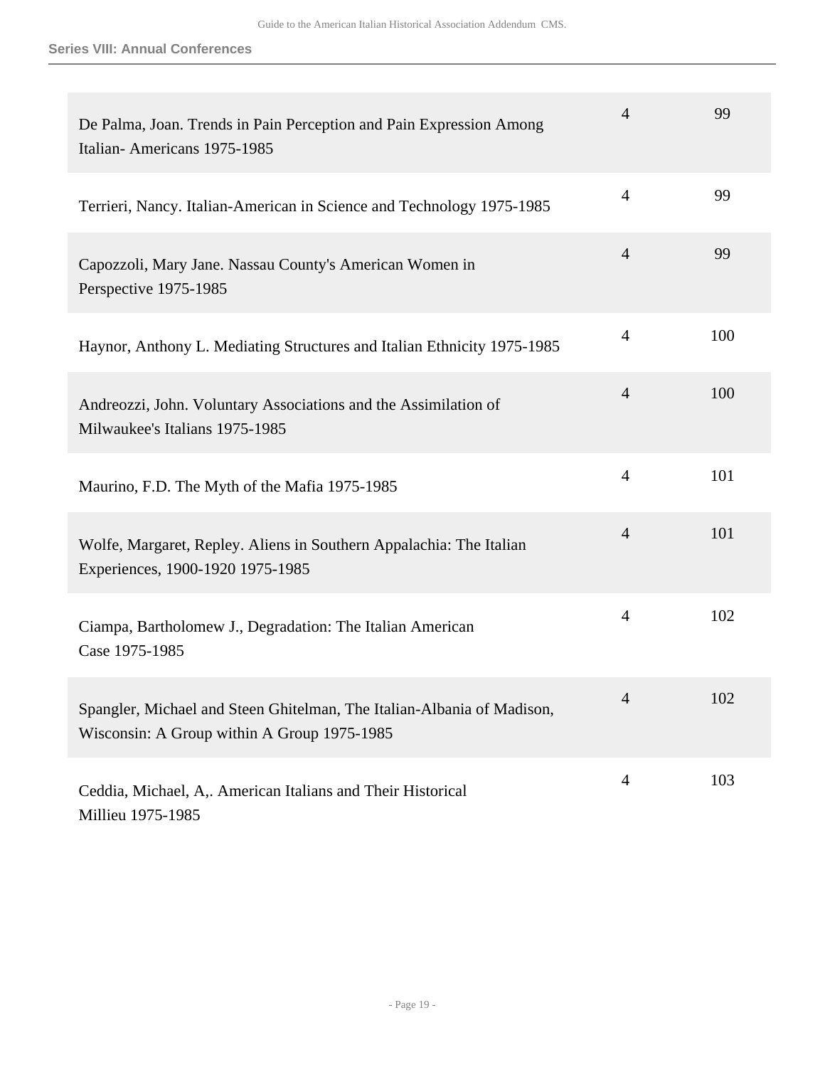| | | |
|---|---|---|
| De Palma, Joan. Trends in Pain Perception and Pain Expression Among Italian- Americans 1975-1985 | 4 | 99 |
| Terrieri, Nancy. Italian-American in Science and Technology 1975-1985 | 4 | 99 |
| Capozzoli, Mary Jane. Nassau County's American Women in Perspective 1975-1985 | 4 | 99 |
| Haynor, Anthony L. Mediating Structures and Italian Ethnicity 1975-1985 | 4 | 100 |
| Andreozzi, John. Voluntary Associations and the Assimilation of Milwaukee's Italians 1975-1985 | 4 | 100 |
| Maurino, F.D. The Myth of the Mafia 1975-1985 | 4 | 101 |
| Wolfe, Margaret, Repley. Aliens in Southern Appalachia: The Italian Experiences, 1900-1920 1975-1985 | 4 | 101 |
| Ciampa, Bartholomew J., Degradation: The Italian American Case 1975-1985 | 4 | 102 |
| Spangler, Michael and Steen Ghitelman, The Italian-Albania of Madison, Wisconsin: A Group within A Group 1975-1985 | 4 | 102 |
| Ceddia, Michael, A,. American Italians and Their Historical Millieu 1975-1985 | 4 | 103 |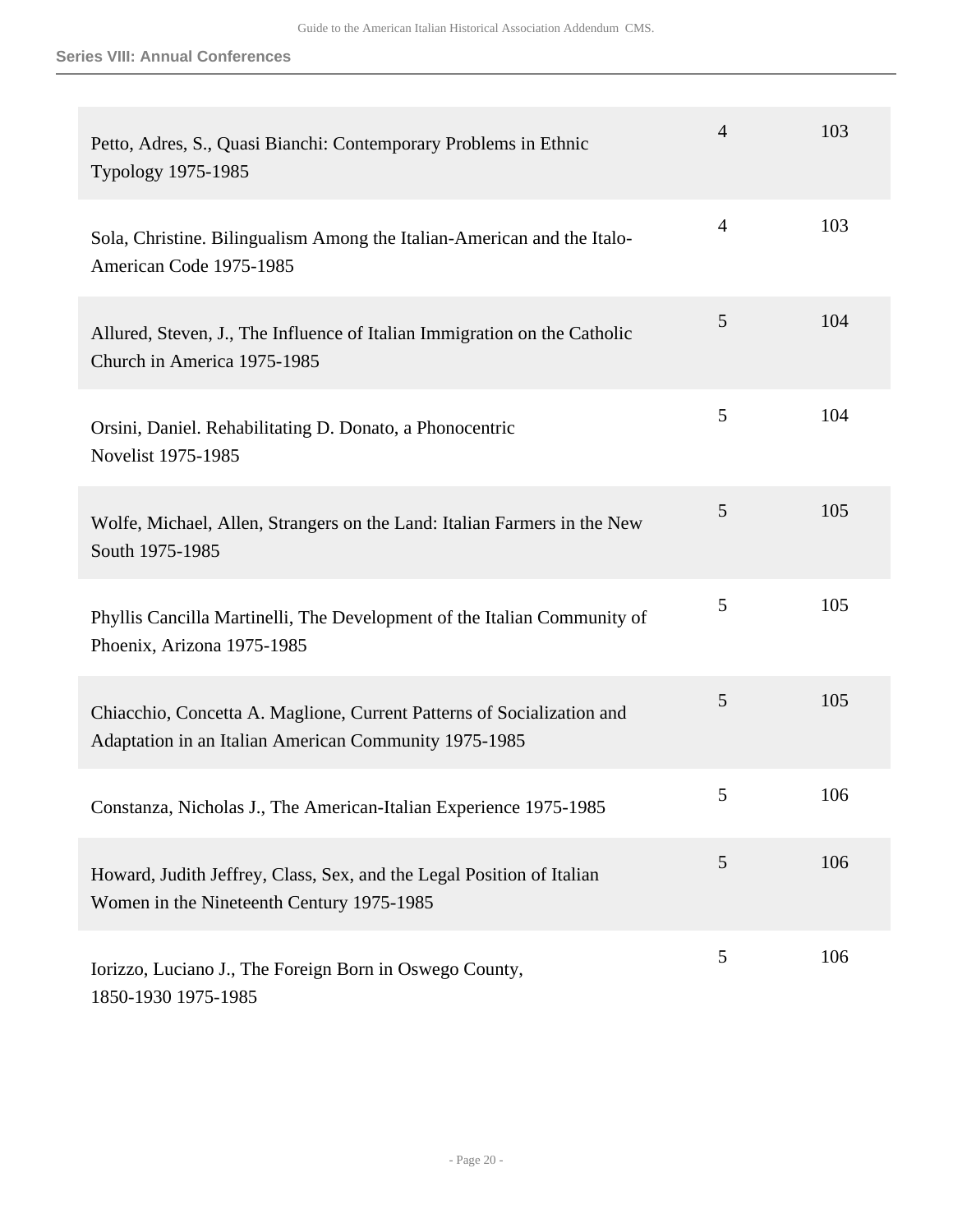**Series VIII: Annual Conferences**

| | | |
|---|---|---|
| Petto, Adres, S., Quasi Bianchi: Contemporary Problems in Ethnic Typology 1975-1985 | 4 | 103 |
| Sola, Christine. Bilingualism Among the Italian-American and the Italo-American Code 1975-1985 | 4 | 103 |
| Allured, Steven, J., The Influence of Italian Immigration on the Catholic Church in America 1975-1985 | 5 | 104 |
| Orsini, Daniel. Rehabilitating D. Donato, a Phonocentric Novelist 1975-1985 | 5 | 104 |
| Wolfe, Michael, Allen, Strangers on the Land: Italian Farmers in the New South 1975-1985 | 5 | 105 |
| Phyllis Cancilla Martinelli, The Development of the Italian Community of Phoenix, Arizona 1975-1985 | 5 | 105 |
| Chiacchio, Concetta A. Maglione, Current Patterns of Socialization and Adaptation in an Italian American Community 1975-1985 | 5 | 105 |
| Constanza, Nicholas J., The American-Italian Experience 1975-1985 | 5 | 106 |
| Howard, Judith Jeffrey, Class, Sex, and the Legal Position of Italian Women in the Nineteenth Century 1975-1985 | 5 | 106 |
| Iorizzo, Luciano J., The Foreign Born in Oswego County, 1850-1930 1975-1985 | 5 | 106 |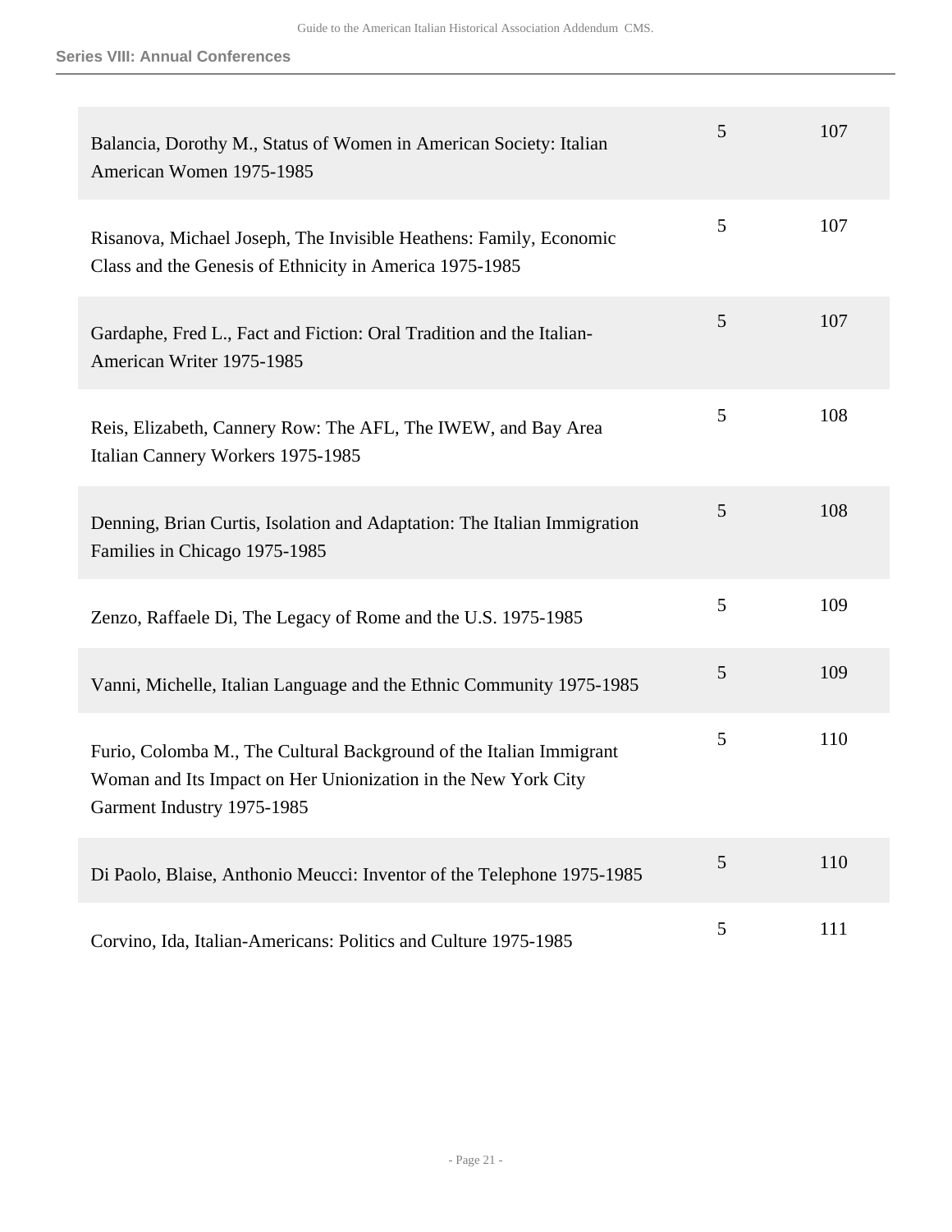| | | |
|---|---|---|
| Balancia, Dorothy M., Status of Women in American Society: Italian American Women 1975-1985 | 5 | 107 |
| Risanova, Michael Joseph, The Invisible Heathens: Family, Economic Class and the Genesis of Ethnicity in America 1975-1985 | 5 | 107 |
| Gardaphe, Fred L., Fact and Fiction: Oral Tradition and the Italian-American Writer 1975-1985 | 5 | 107 |
| Reis, Elizabeth, Cannery Row: The AFL, The IWEW, and Bay Area Italian Cannery Workers 1975-1985 | 5 | 108 |
| Denning, Brian Curtis, Isolation and Adaptation: The Italian Immigration Families in Chicago 1975-1985 | 5 | 108 |
| Zenzo, Raffaele Di, The Legacy of Rome and the U.S. 1975-1985 | 5 | 109 |
| Vanni, Michelle, Italian Language and the Ethnic Community 1975-1985 | 5 | 109 |
| Furio, Colomba M., The Cultural Background of the Italian Immigrant Woman and Its Impact on Her Unionization in the New York City Garment Industry 1975-1985 | 5 | 110 |
| Di Paolo, Blaise, Anthonio Meucci: Inventor of the Telephone 1975-1985 | 5 | 110 |
| Corvino, Ida, Italian-Americans: Politics and Culture 1975-1985 | 5 | 111 |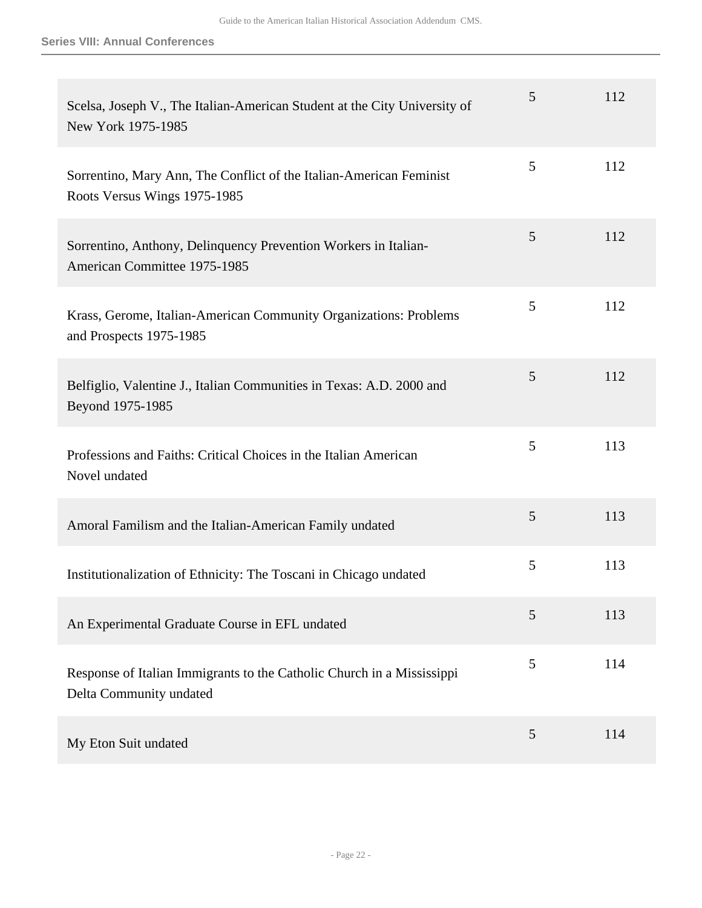| | | |
|---|---|---|
| Scelsa, Joseph V., The Italian-American Student at the City University of New York 1975-1985 | 5 | 112 |
| Sorrentino, Mary Ann, The Conflict of the Italian-American Feminist Roots Versus Wings 1975-1985 | 5 | 112 |
| Sorrentino, Anthony, Delinquency Prevention Workers in Italian-American Committee 1975-1985 | 5 | 112 |
| Krass, Gerome, Italian-American Community Organizations: Problems and Prospects 1975-1985 | 5 | 112 |
| Belfiglio, Valentine J., Italian Communities in Texas: A.D. 2000 and Beyond 1975-1985 | 5 | 112 |
| Professions and Faiths: Critical Choices in the Italian American Novel undated | 5 | 113 |
| Amoral Familism and the Italian-American Family undated | 5 | 113 |
| Institutionalization of Ethnicity: The Toscani in Chicago undated | 5 | 113 |
| An Experimental Graduate Course in EFL undated | 5 | 113 |
| Response of Italian Immigrants to the Catholic Church in a Mississippi Delta Community undated | 5 | 114 |
| My Eton Suit undated | 5 | 114 |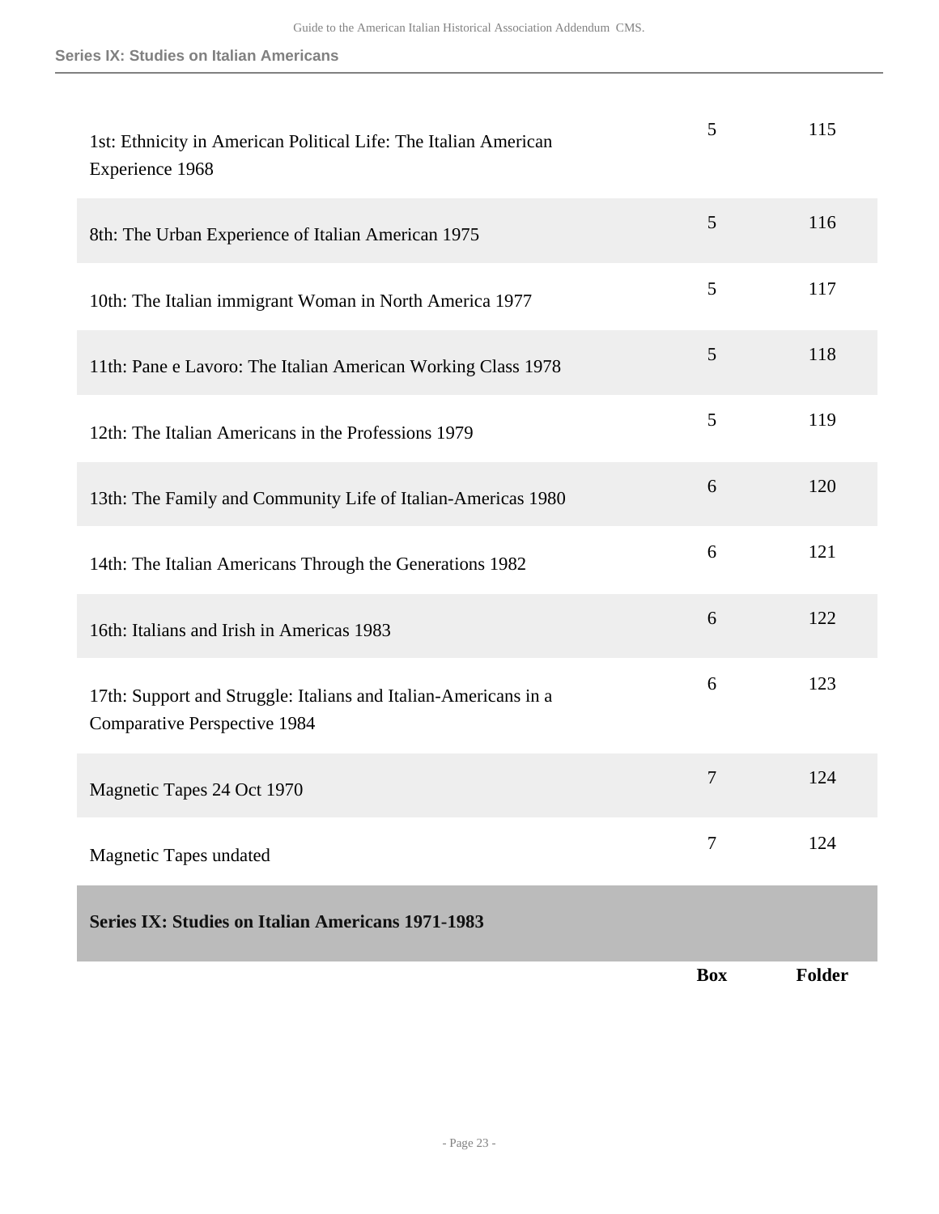| | Box | Folder |
|---|---|---|
| 1st: Ethnicity in American Political Life: The Italian American Experience 1968 | 5 | 115 |
| 8th: The Urban Experience of Italian American 1975 | 5 | 116 |
| 10th: The Italian immigrant Woman in North America 1977 | 5 | 117 |
| 11th: Pane e Lavoro: The Italian American Working Class 1978 | 5 | 118 |
| 12th: The Italian Americans in the Professions 1979 | 5 | 119 |
| 13th: The Family and Community Life of Italian-Americas 1980 | 6 | 120 |
| 14th: The Italian Americans Through the Generations 1982 | 6 | 121 |
| 16th: Italians and Irish in Americas 1983 | 6 | 122 |
| 17th: Support and Struggle: Italians and Italian-Americans in a Comparative Perspective 1984 | 6 | 123 |
| Magnetic Tapes 24 Oct 1970 | 7 | 124 |
| Magnetic Tapes undated | 7 | 124 |

## Series IX: Studies on Italian Americans 1971-1983

| | Box | Folder |
|---|---|---|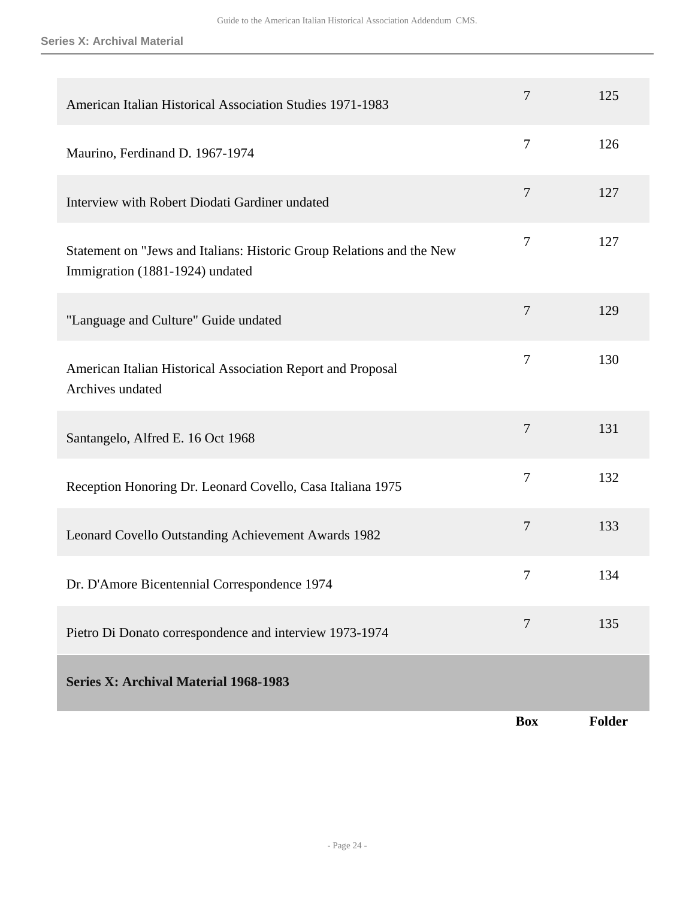| | Box | Folder |
|---|---|---|
| American Italian Historical Association Studies 1971-1983 | 7 | 125 |
| Maurino, Ferdinand D. 1967-1974 | 7 | 126 |
| Interview with Robert Diodati Gardiner undated | 7 | 127 |
| Statement on "Jews and Italians: Historic Group Relations and the New Immigration (1881-1924) undated | 7 | 127 |
| "Language and Culture" Guide undated | 7 | 129 |
| American Italian Historical Association Report and Proposal Archives undated | 7 | 130 |
| Santangelo, Alfred E. 16 Oct 1968 | 7 | 131 |
| Reception Honoring Dr. Leonard Covello, Casa Italiana 1975 | 7 | 132 |
| Leonard Covello Outstanding Achievement Awards 1982 | 7 | 133 |
| Dr. D'Amore Bicentennial Correspondence 1974 | 7 | 134 |
| Pietro Di Donato correspondence and interview 1973-1974 | 7 | 135 |

## Series X: Archival Material 1968-1983

| | Box | Folder |
|---|---|---|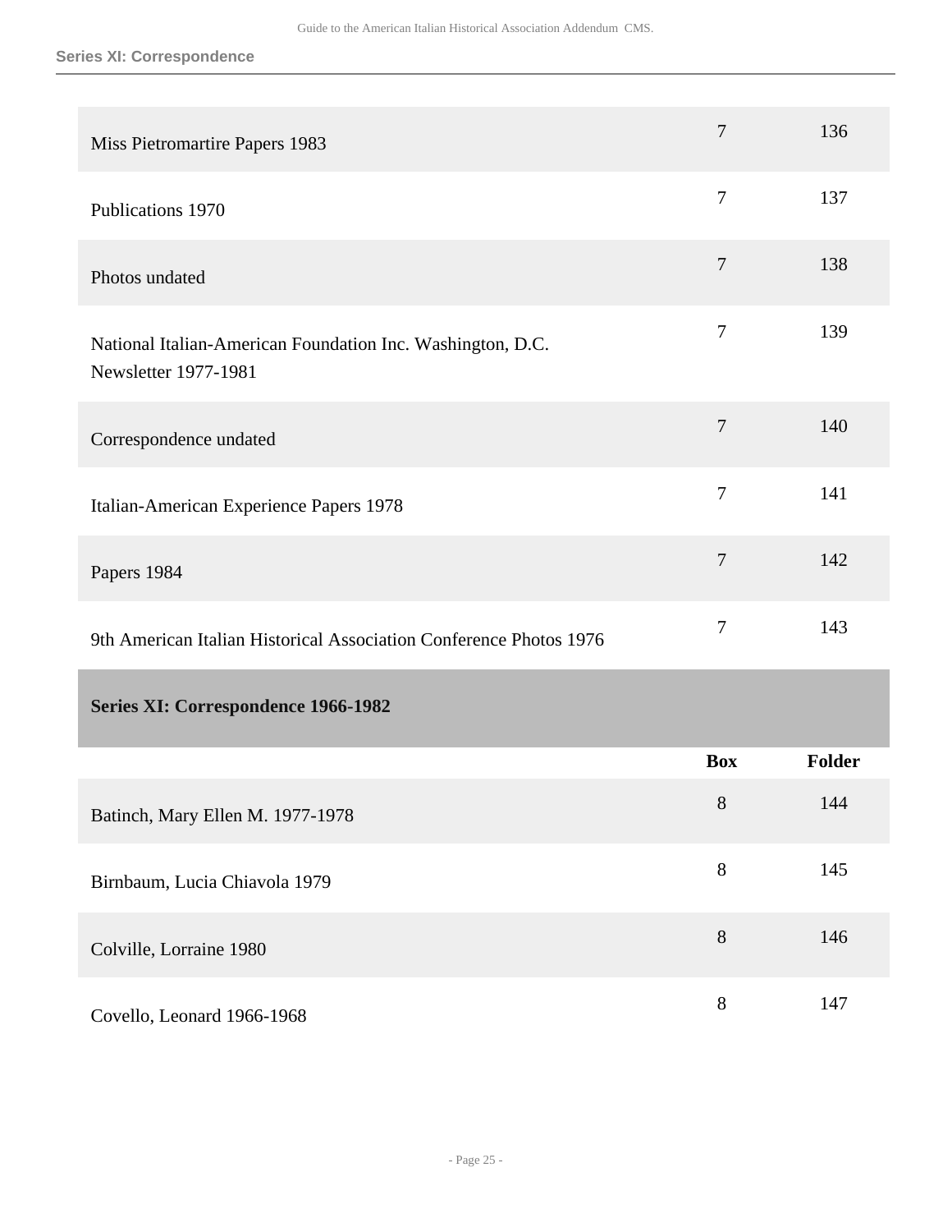| | | |
|---|---|---|
| Miss Pietromartire Papers 1983 | 7 | 136 |
| Publications 1970 | 7 | 137 |
| Photos undated | 7 | 138 |
| National Italian-American Foundation Inc. Washington, D.C. Newsletter 1977-1981 | 7 | 139 |
| Correspondence undated | 7 | 140 |
| Italian-American Experience Papers 1978 | 7 | 141 |
| Papers 1984 | 7 | 142 |
| 9th American Italian Historical Association Conference Photos 1976 | 7 | 143 |

## Series XI: Correspondence 1966-1982

| | Box | Folder |
|---|---|---|
| Batinch, Mary Ellen M. 1977-1978 | 8 | 144 |
| Birnbaum, Lucia Chiavola 1979 | 8 | 145 |
| Colville, Lorraine 1980 | 8 | 146 |
| Covello, Leonard 1966-1968 | 8 | 147 |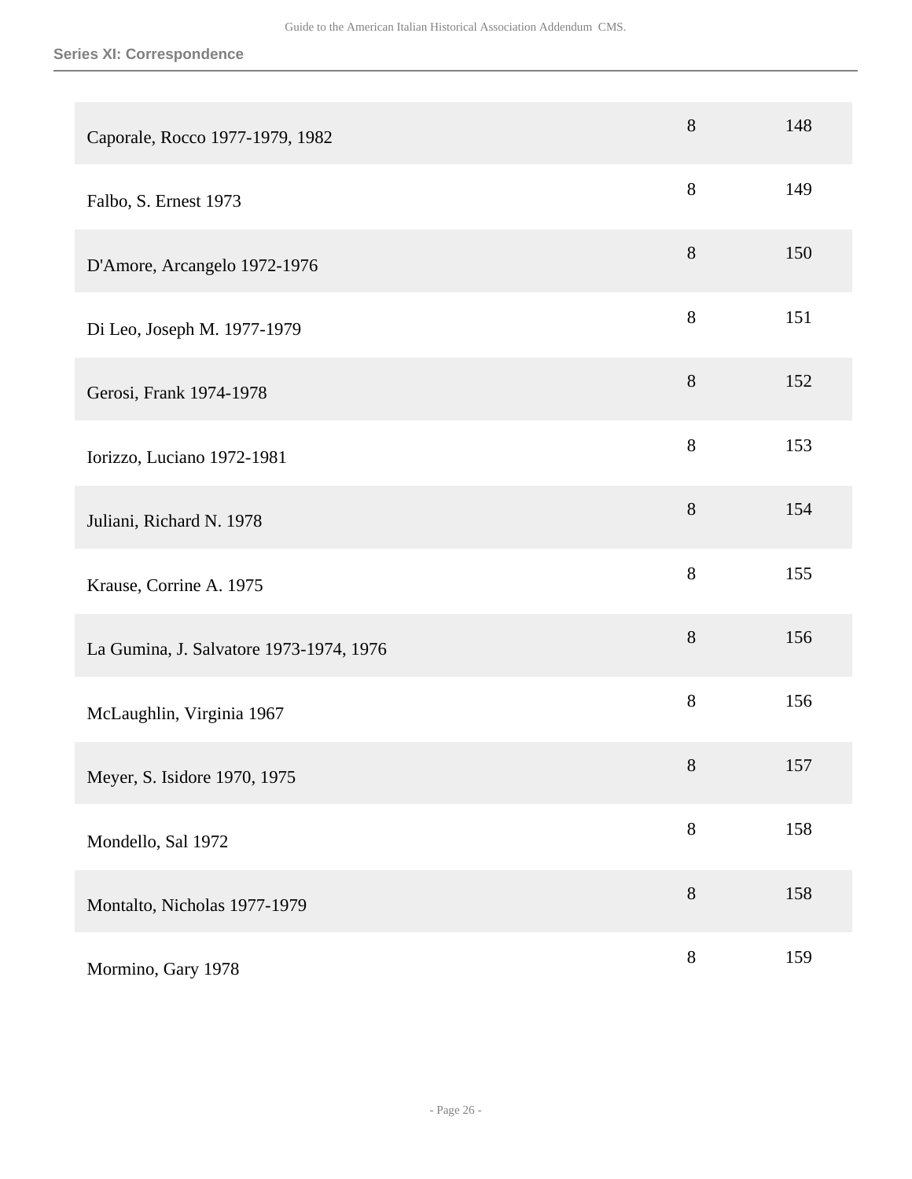### Series XI: Correspondence

| | | |
|---|---|---|
| Caporale, Rocco 1977-1979, 1982 | 8 | 148 |
| Falbo, S. Ernest 1973 | 8 | 149 |
| D'Amore, Arcangelo 1972-1976 | 8 | 150 |
| Di Leo, Joseph M. 1977-1979 | 8 | 151 |
| Gerosi, Frank 1974-1978 | 8 | 152 |
| Iorizzo, Luciano 1972-1981 | 8 | 153 |
| Juliani, Richard N. 1978 | 8 | 154 |
| Krause, Corrine A. 1975 | 8 | 155 |
| La Gumina, J. Salvatore 1973-1974, 1976 | 8 | 156 |
| McLaughlin, Virginia 1967 | 8 | 156 |
| Meyer, S. Isidore 1970, 1975 | 8 | 157 |
| Mondello, Sal 1972 | 8 | 158 |
| Montalto, Nicholas 1977-1979 | 8 | 158 |
| Mormino, Gary 1978 | 8 | 159 |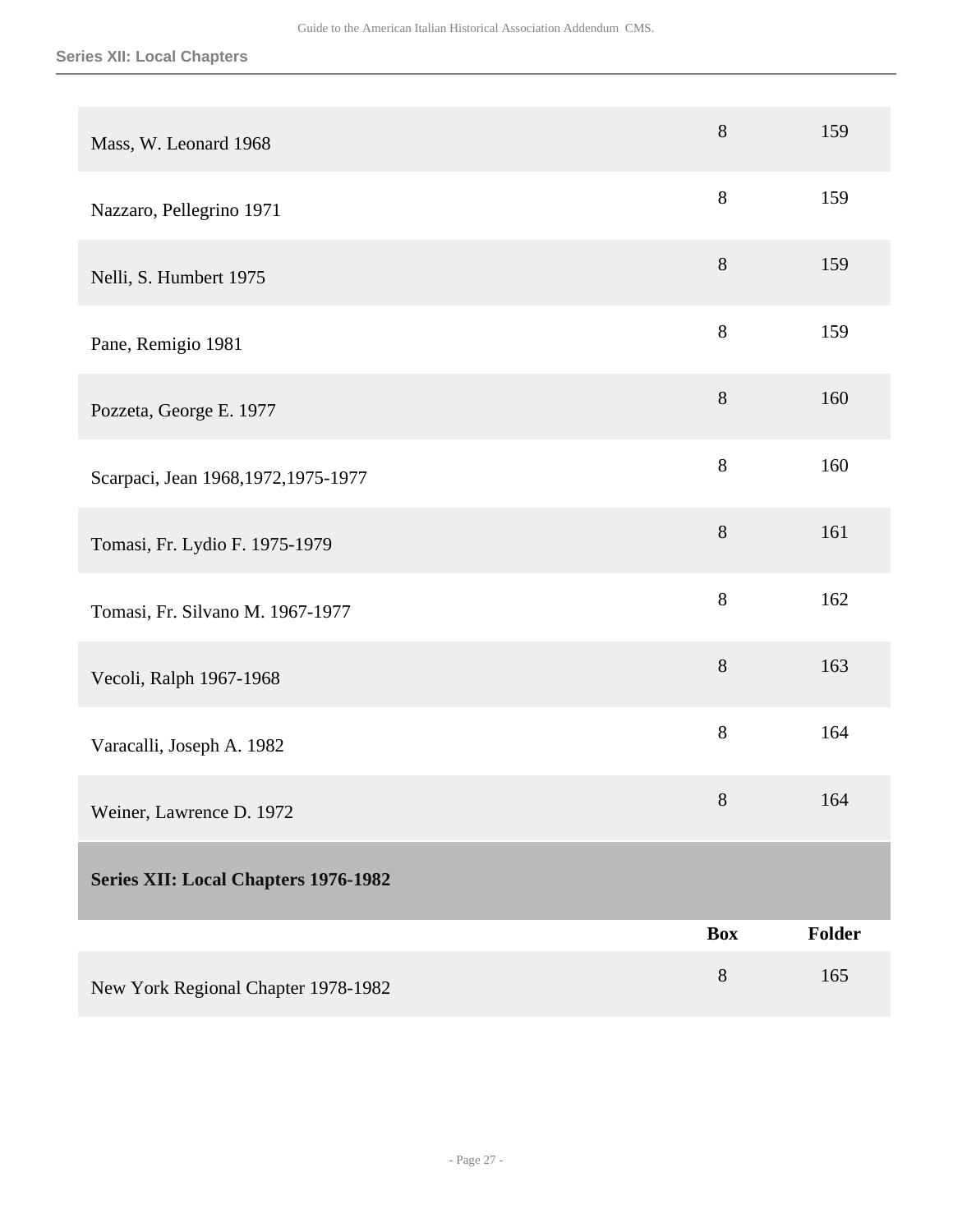| | Box | Folder |
|---|---|---|
| Mass, W. Leonard 1968 | 8 | 159 |
| Nazzaro, Pellegrino 1971 | 8 | 159 |
| Nelli, S. Humbert 1975 | 8 | 159 |
| Pane, Remigio 1981 | 8 | 159 |
| Pozzeta, George E. 1977 | 8 | 160 |
| Scarpaci, Jean 1968,1972,1975-1977 | 8 | 160 |
| Tomasi, Fr. Lydio F. 1975-1979 | 8 | 161 |
| Tomasi, Fr. Silvano M. 1967-1977 | 8 | 162 |
| Vecoli, Ralph 1967-1968 | 8 | 163 |
| Varacalli, Joseph A. 1982 | 8 | 164 |
| Weiner, Lawrence D. 1972 | 8 | 164 |

## Series XII: Local Chapters 1976-1982

| | Box | Folder |
|---|---|---|
| New York Regional Chapter 1978-1982 | 8 | 165 |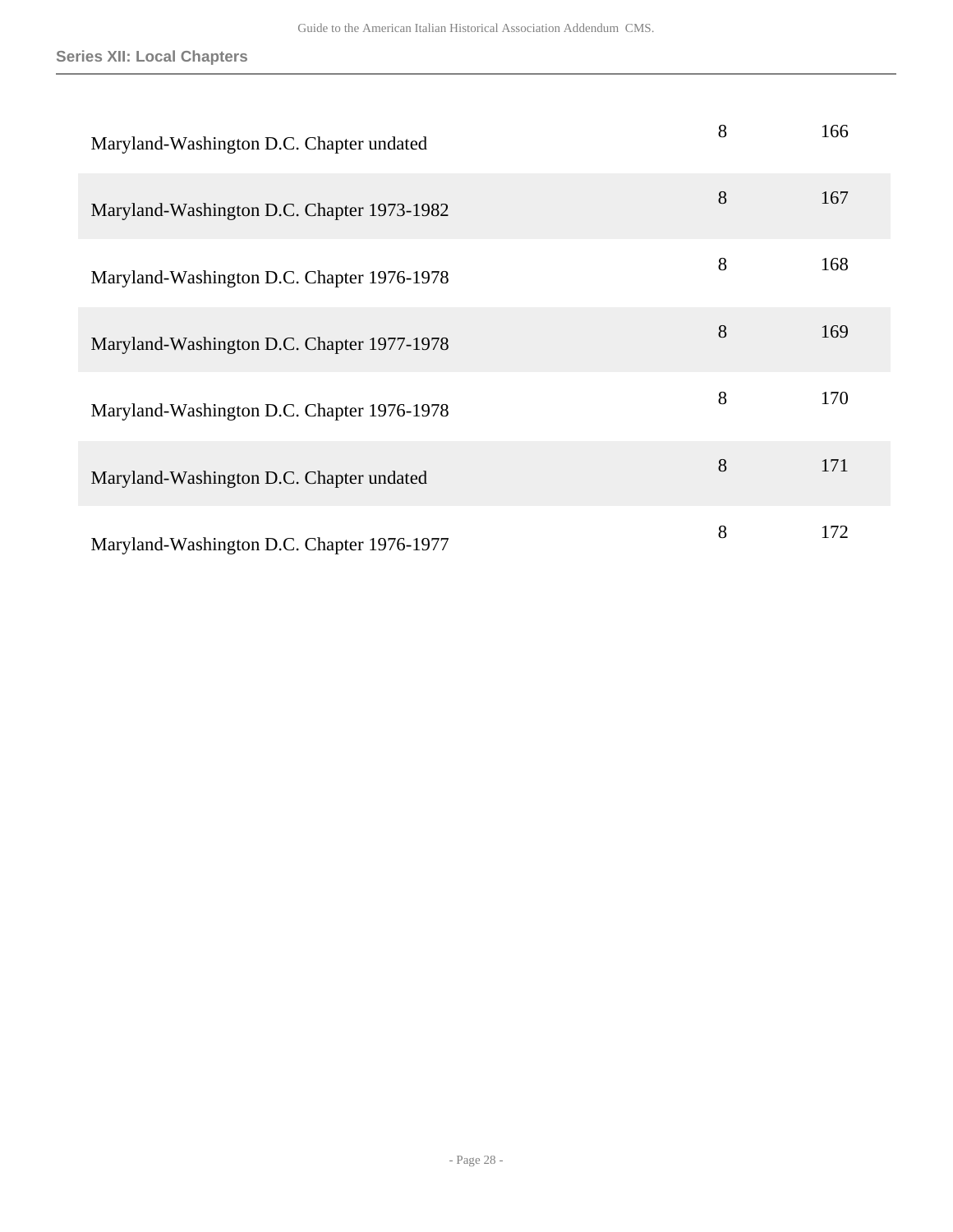| | | |
|---|---|---|
| Maryland-Washington D.C. Chapter undated | 8 | 166 |
| Maryland-Washington D.C. Chapter 1973-1982 | 8 | 167 |
| Maryland-Washington D.C. Chapter 1976-1978 | 8 | 168 |
| Maryland-Washington D.C. Chapter 1977-1978 | 8 | 169 |
| Maryland-Washington D.C. Chapter 1976-1978 | 8 | 170 |
| Maryland-Washington D.C. Chapter undated | 8 | 171 |
| Maryland-Washington D.C. Chapter 1976-1977 | 8 | 172 |